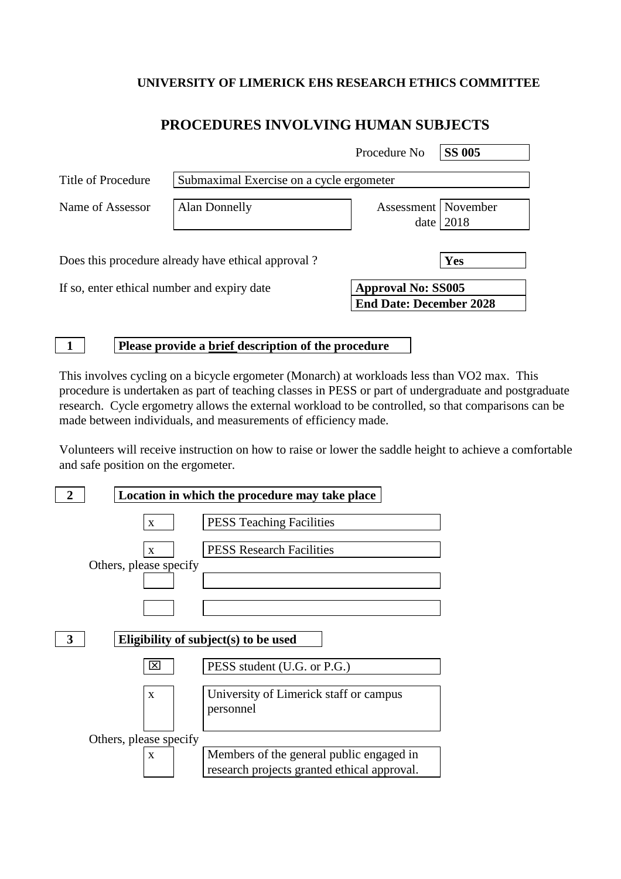**UNIVERSITY OF LIMERICK EHS RESEARCH ETHICS COMMITTEE**

# PROCEDURES INVOLVING HUMAN SUBJECTS

| | |
|---|---|
| Procedure No | **SS 005** |
| Title of Procedure | Submaximal Exercise on a cycle ergometer |
| Name of Assessor | Alan Donnelly |
| Assessment date | November 2018 |
| Does this procedure already have ethical approval ? | **Yes** |
| If so, enter ethical number and expiry date | **Approval No: SS005**<br>**End Date: December 2028** |

## 1 Please provide a <u>brief</u> description of the procedure

This involves cycling on a bicycle ergometer (Monarch) at workloads less than VO2 max. This procedure is undertaken as part of teaching classes in PESS or part of undergraduate and postgraduate research. Cycle ergometry allows the external workload to be controlled, so that comparisons can be made between individuals, and measurements of efficiency made.

Volunteers will receive instruction on how to raise or lower the saddle height to achieve a comfortable and safe position on the ergometer.

## 2 Location in which the procedure may take place

- [x] PESS Teaching Facilities
- [x] PESS Research Facilities

Others, please specify

- [ ] 
- [ ] 

## 3 Eligibility of subject(s) to be used

- [x] PESS student (U.G. or P.G.)
- [x] University of Limerick staff or campus personnel

Others, please specify

- [x] Members of the general public engaged in research projects granted ethical approval.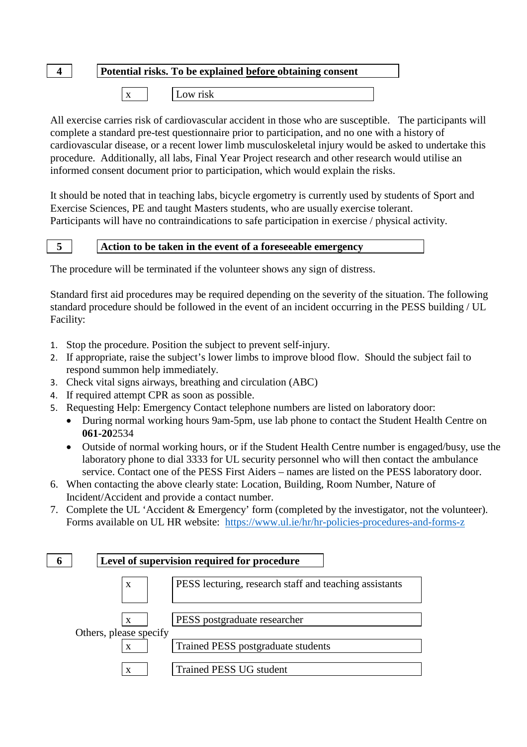**4** **Potential risks. To be explained before obtaining consent**

| x | Low risk |
|---|---|

All exercise carries risk of cardiovascular accident in those who are susceptible. The participants will complete a standard pre-test questionnaire prior to participation, and no one with a history of cardiovascular disease, or a recent lower limb musculoskeletal injury would be asked to undertake this procedure. Additionally, all labs, Final Year Project research and other research would utilise an informed consent document prior to participation, which would explain the risks.

It should be noted that in teaching labs, bicycle ergometry is currently used by students of Sport and Exercise Sciences, PE and taught Masters students, who are usually exercise tolerant.
Participants will have no contraindications to safe participation in exercise / physical activity.

**5** **Action to be taken in the event of a foreseeable emergency**

The procedure will be terminated if the volunteer shows any sign of distress.

Standard first aid procedures may be required depending on the severity of the situation. The following standard procedure should be followed in the event of an incident occurring in the PESS building / UL Facility:

1. Stop the procedure. Position the subject to prevent self-injury.
2. If appropriate, raise the subject's lower limbs to improve blood flow. Should the subject fail to respond summon help immediately.
3. Check vital signs airways, breathing and circulation (ABC)
4. If required attempt CPR as soon as possible.
5. Requesting Help: Emergency Contact telephone numbers are listed on laboratory door:
   - During normal working hours 9am-5pm, use lab phone to contact the Student Health Centre on **061-20**2534
   - Outside of normal working hours, or if the Student Health Centre number is engaged/busy, use the laboratory phone to dial 3333 for UL security personnel who will then contact the ambulance service. Contact one of the PESS First Aiders – names are listed on the PESS laboratory door.
6. When contacting the above clearly state: Location, Building, Room Number, Nature of Incident/Accident and provide a contact number.
7. Complete the UL 'Accident & Emergency' form (completed by the investigator, not the volunteer). Forms available on UL HR website: https://www.ul.ie/hr/hr-policies-procedures-and-forms-z

**6** **Level of supervision required for procedure**

| x | PESS lecturing, research staff and teaching assistants |
|---|---|
| x | PESS postgraduate researcher |

Others, please specify

| x | Trained PESS postgraduate students |
|---|---|
| x | Trained PESS UG student |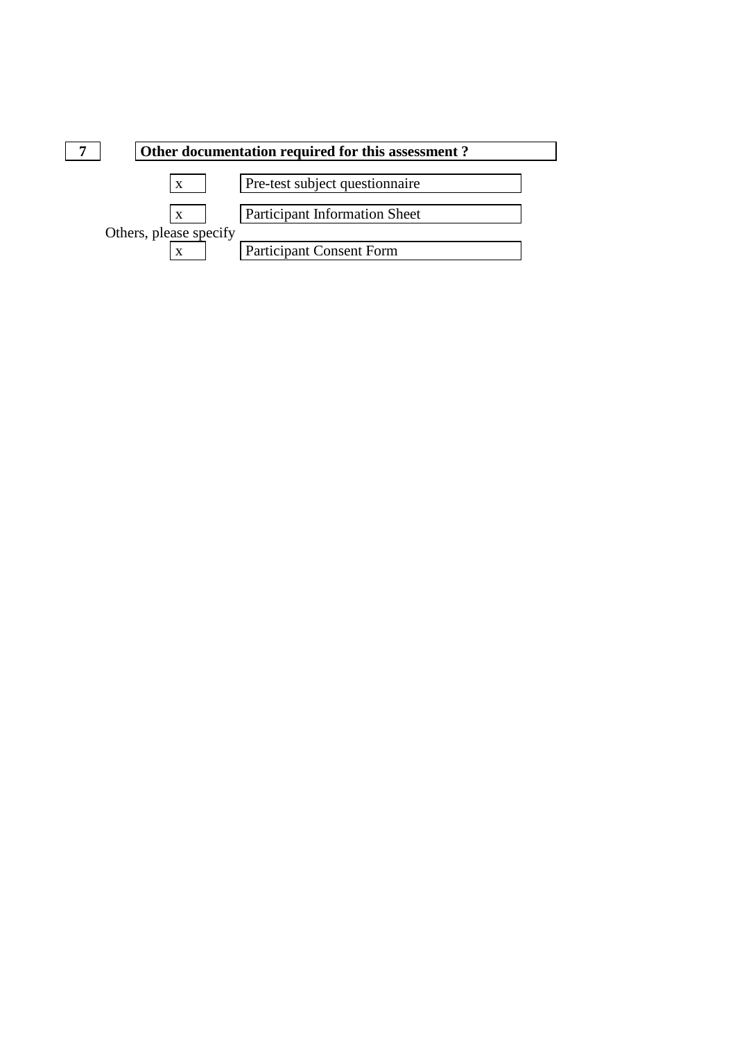**7** **Other documentation required for this assessment ?**

- x Pre-test subject questionnaire
- x Participant Information Sheet

Others, please specify

- x Participant Consent Form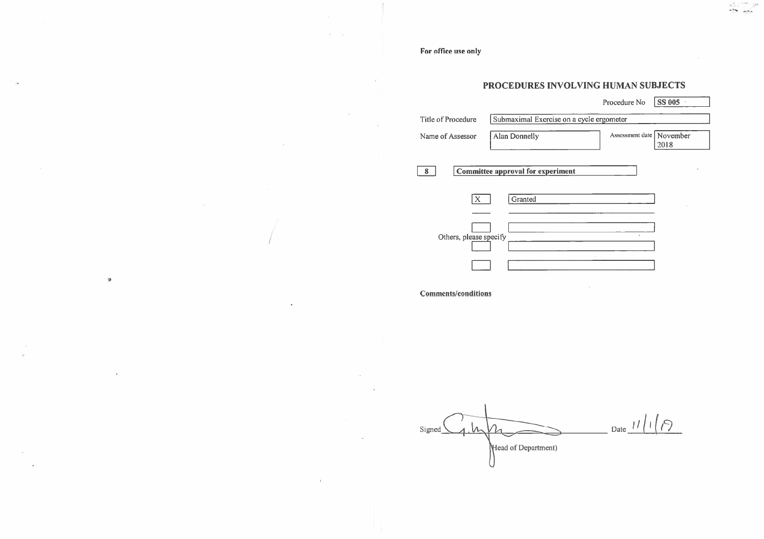**For office use only**

## PROCEDURES INVOLVING HUMAN SUBJECTS

Procedure No **SS 005**

| | |
|---|---|
| Title of Procedure | Submaximal Exercise on a cycle ergometer |
| Name of Assessor | Alan Donnelly |
| Assessment date | November 2018 |

**8** **Committee approval for experiment**

| | |
|---|---|
| X | Granted |
| | |
| Others, please specify | |
| | |

**Comments/conditions**

Signed ____________ (Head of Department) Date 11/1/19